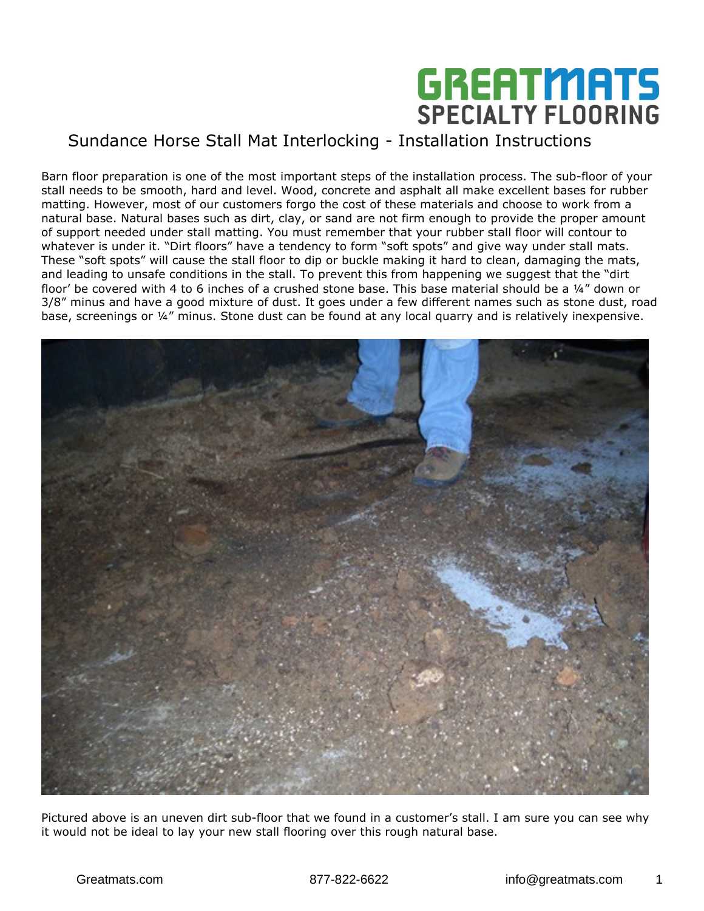GREATMATS SPECIALTY FLOORING

# Sundance Horse Stall Mat Interlocking - Installation Instructions

Barn floor preparation is one of the most important steps of the installation process. The sub-floor of your stall needs to be smooth, hard and level. Wood, concrete and asphalt all make excellent bases for rubber matting. However, most of our customers forgo the cost of these materials and choose to work from a natural base. Natural bases such as dirt, clay, or sand are not firm enough to provide the proper amount of support needed under stall matting. You must remember that your rubber stall floor will contour to whatever is under it. "Dirt floors" have a tendency to form "soft spots" and give way under stall mats. These "soft spots" will cause the stall floor to dip or buckle making it hard to clean, damaging the mats, and leading to unsafe conditions in the stall. To prevent this from happening we suggest that the "dirt floor' be covered with 4 to 6 inches of a crushed stone base. This base material should be a ¼" down or 3/8" minus and have a good mixture of dust. It goes under a few different names such as stone dust, road base, screenings or ¼" minus. Stone dust can be found at any local quarry and is relatively inexpensive.

Pictured above is an uneven dirt sub-floor that we found in a customer's stall. I am sure you can see why it would not be ideal to lay your new stall flooring over this rough natural base.

Greatmats.com 877-822-6622 info@greatmats.com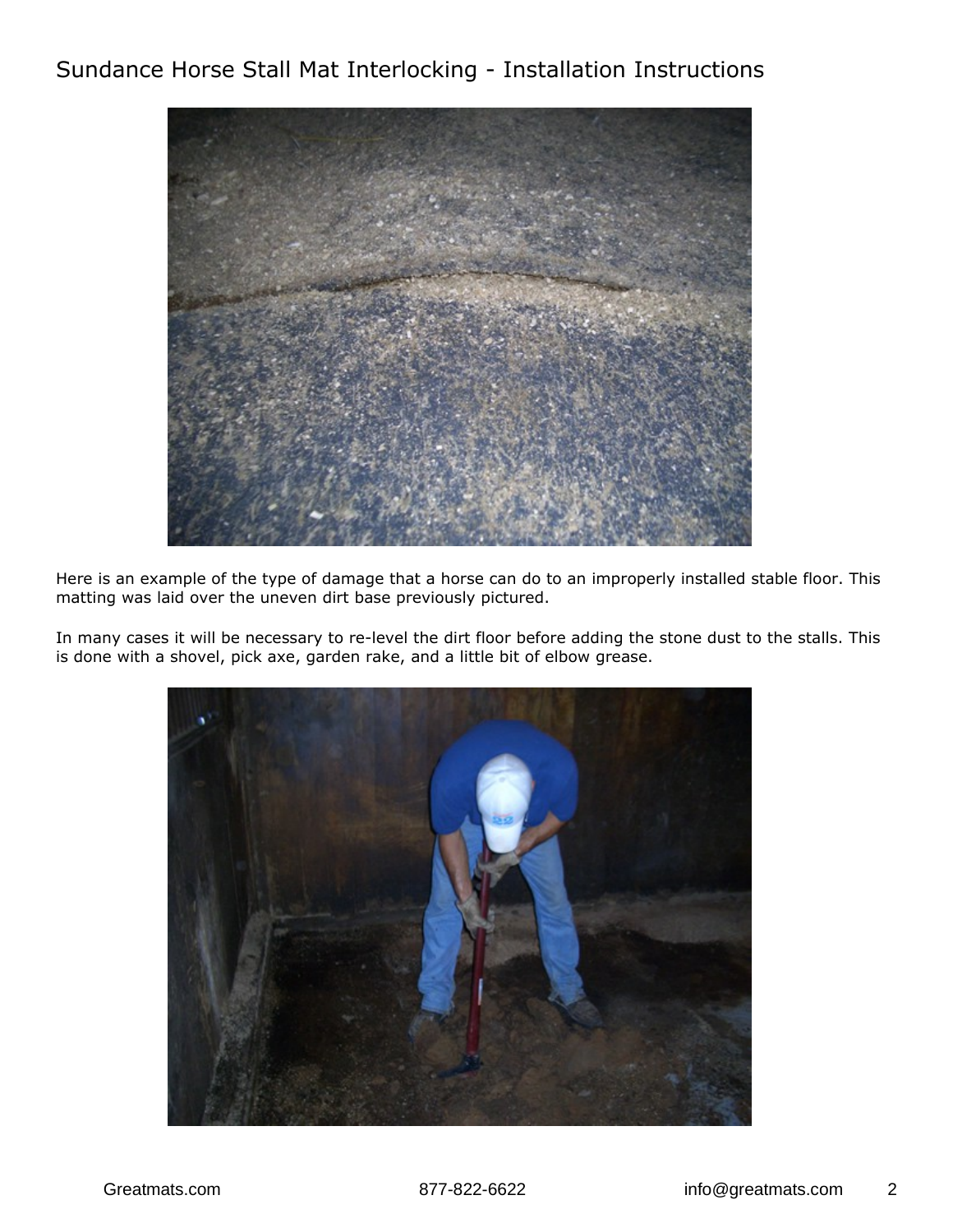# Sundance Horse Stall Mat Interlocking - Installation Instructions

Here is an example of the type of damage that a horse can do to an improperly installed stable floor. This matting was laid over the uneven dirt base previously pictured.

In many cases it will be necessary to re-level the dirt floor before adding the stone dust to the stalls. This is done with a shovel, pick axe, garden rake, and a little bit of elbow grease.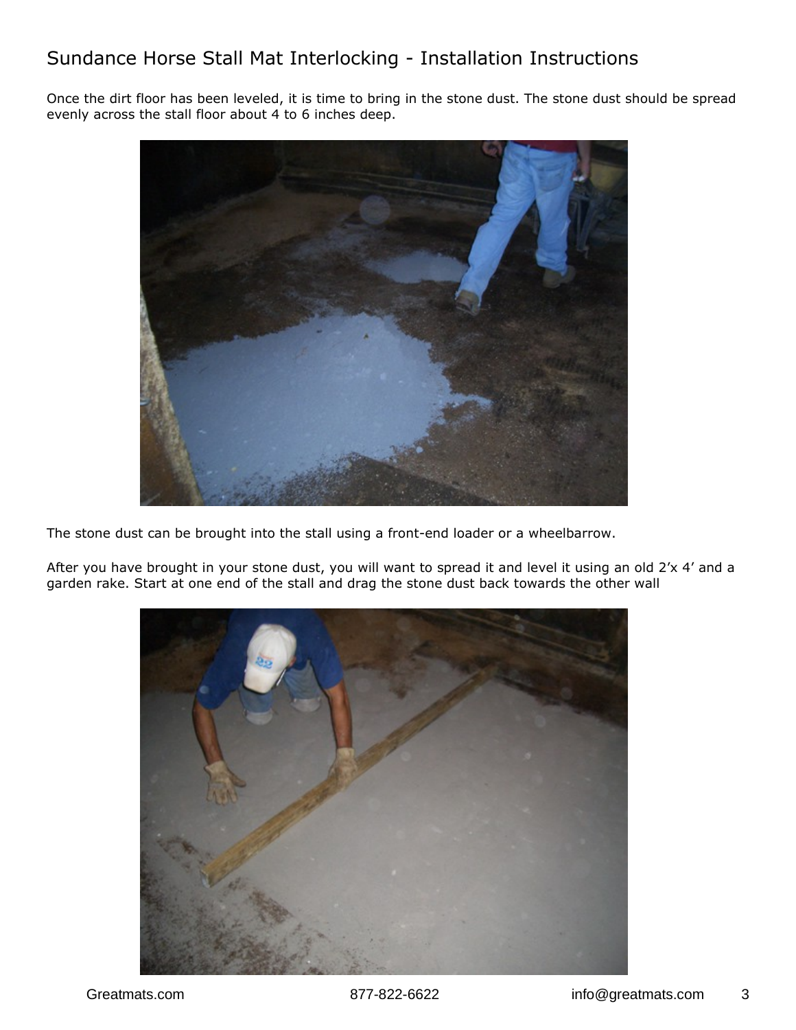# Sundance Horse Stall Mat Interlocking - Installation Instructions

Once the dirt floor has been leveled, it is time to bring in the stone dust. The stone dust should be spread evenly across the stall floor about 4 to 6 inches deep.

The stone dust can be brought into the stall using a front-end loader or a wheelbarrow.

After you have brought in your stone dust, you will want to spread it and level it using an old 2'x 4' and a garden rake. Start at one end of the stall and drag the stone dust back towards the other wall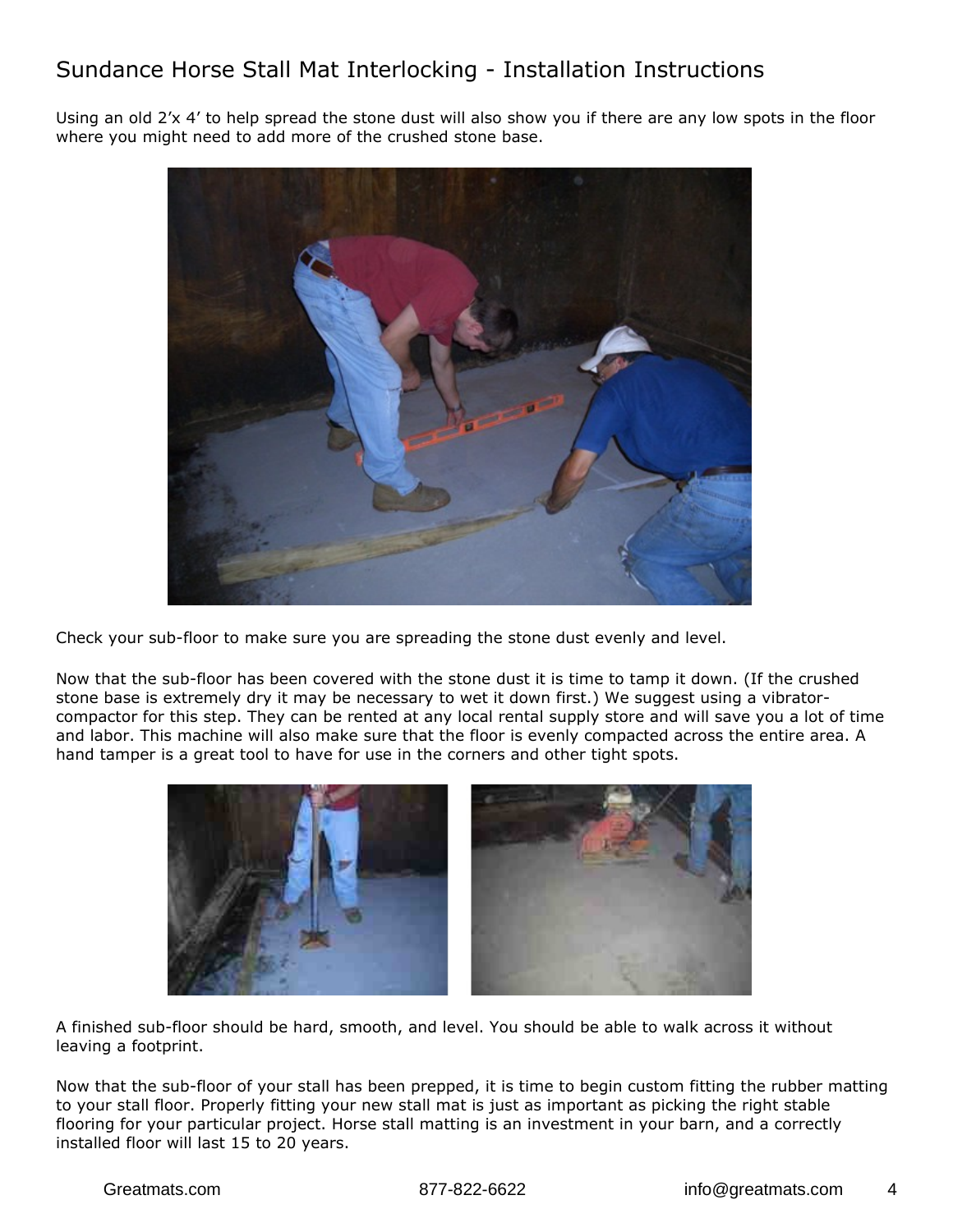# Sundance Horse Stall Mat Interlocking - Installation Instructions

Using an old 2'x 4' to help spread the stone dust will also show you if there are any low spots in the floor where you might need to add more of the crushed stone base.

Check your sub-floor to make sure you are spreading the stone dust evenly and level.

Now that the sub-floor has been covered with the stone dust it is time to tamp it down. (If the crushed stone base is extremely dry it may be necessary to wet it down first.) We suggest using a vibrator-compactor for this step. They can be rented at any local rental supply store and will save you a lot of time and labor. This machine will also make sure that the floor is evenly compacted across the entire area. A hand tamper is a great tool to have for use in the corners and other tight spots.

A finished sub-floor should be hard, smooth, and level. You should be able to walk across it without leaving a footprint.

Now that the sub-floor of your stall has been prepped, it is time to begin custom fitting the rubber matting to your stall floor. Properly fitting your new stall mat is just as important as picking the right stable flooring for your particular project. Horse stall matting is an investment in your barn, and a correctly installed floor will last 15 to 20 years.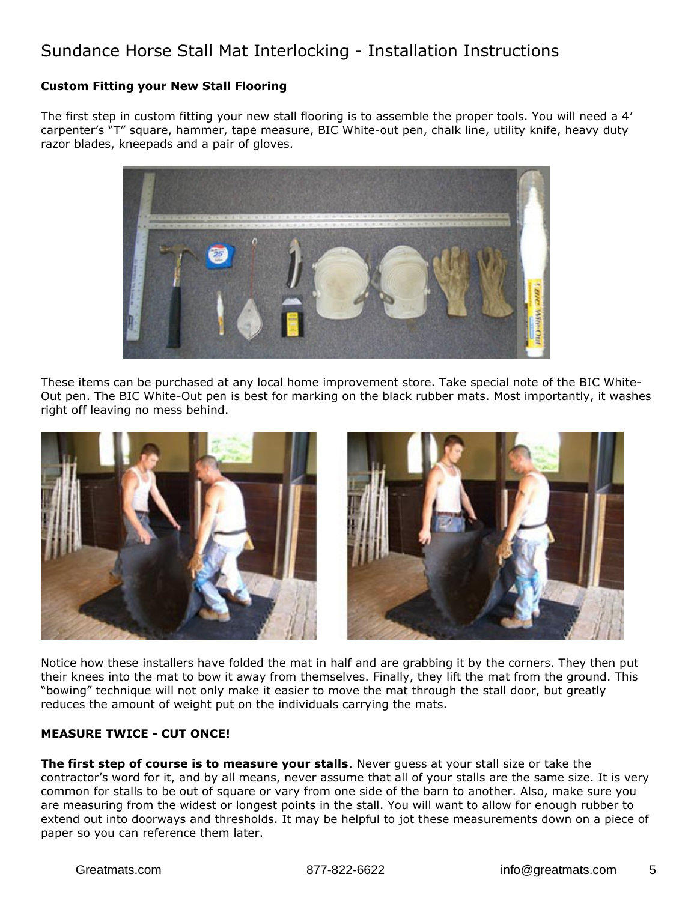# Sundance Horse Stall Mat Interlocking - Installation Instructions

**Custom Fitting your New Stall Flooring**

The first step in custom fitting your new stall flooring is to assemble the proper tools. You will need a 4' carpenter's "T" square, hammer, tape measure, BIC White-out pen, chalk line, utility knife, heavy duty razor blades, kneepads and a pair of gloves.

These items can be purchased at any local home improvement store. Take special note of the BIC White-Out pen. The BIC White-Out pen is best for marking on the black rubber mats. Most importantly, it washes right off leaving no mess behind.

Notice how these installers have folded the mat in half and are grabbing it by the corners. They then put their knees into the mat to bow it away from themselves. Finally, they lift the mat from the ground. This "bowing" technique will not only make it easier to move the mat through the stall door, but greatly reduces the amount of weight put on the individuals carrying the mats.

**MEASURE TWICE - CUT ONCE!**

**The first step of course is to measure your stalls**. Never guess at your stall size or take the contractor's word for it, and by all means, never assume that all of your stalls are the same size. It is very common for stalls to be out of square or vary from one side of the barn to another. Also, make sure you are measuring from the widest or longest points in the stall. You will want to allow for enough rubber to extend out into doorways and thresholds. It may be helpful to jot these measurements down on a piece of paper so you can reference them later.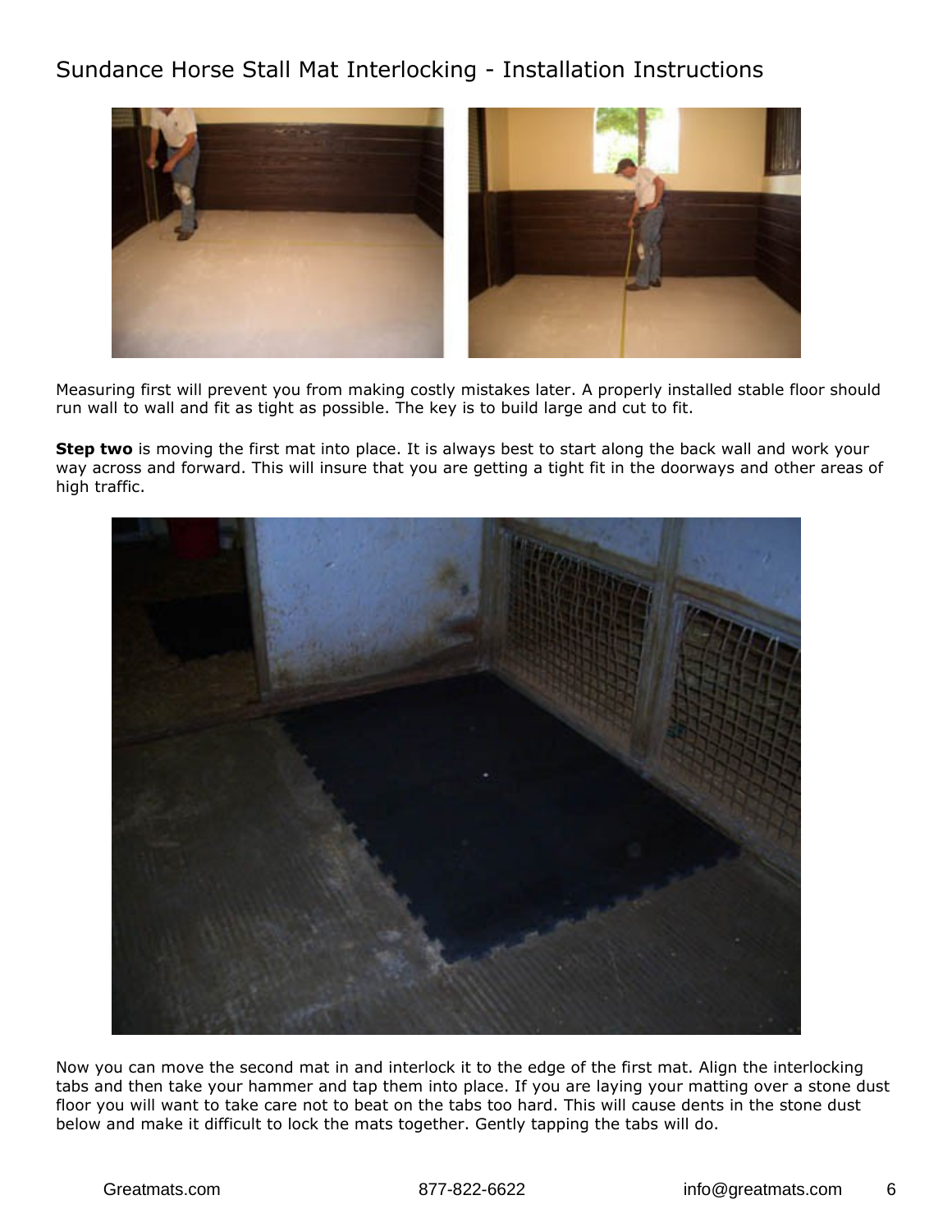# Sundance Horse Stall Mat Interlocking - Installation Instructions

Measuring first will prevent you from making costly mistakes later. A properly installed stable floor should run wall to wall and fit as tight as possible. The key is to build large and cut to fit.

**Step two** is moving the first mat into place. It is always best to start along the back wall and work your way across and forward. This will insure that you are getting a tight fit in the doorways and other areas of high traffic.

Now you can move the second mat in and interlock it to the edge of the first mat. Align the interlocking tabs and then take your hammer and tap them into place. If you are laying your matting over a stone dust floor you will want to take care not to beat on the tabs too hard. This will cause dents in the stone dust below and make it difficult to lock the mats together. Gently tapping the tabs will do.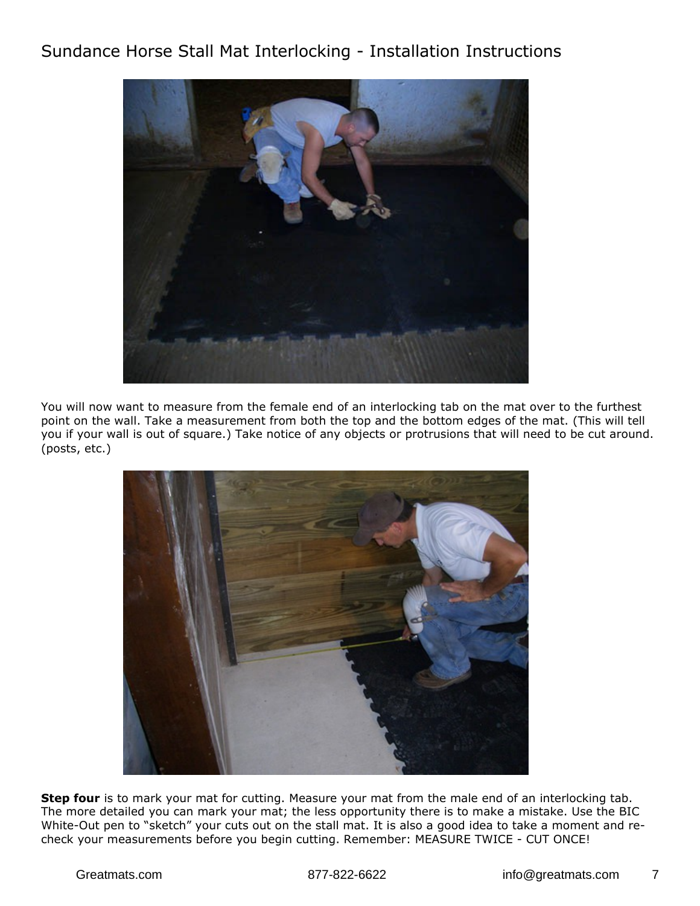Sundance Horse Stall Mat Interlocking - Installation Instructions

You will now want to measure from the female end of an interlocking tab on the mat over to the furthest point on the wall. Take a measurement from both the top and the bottom edges of the mat. (This will tell you if your wall is out of square.) Take notice of any objects or protrusions that will need to be cut around. (posts, etc.)

**Step four** is to mark your mat for cutting. Measure your mat from the male end of an interlocking tab. The more detailed you can mark your mat; the less opportunity there is to make a mistake. Use the BIC White-Out pen to "sketch" your cuts out on the stall mat. It is also a good idea to take a moment and re-check your measurements before you begin cutting. Remember: MEASURE TWICE - CUT ONCE!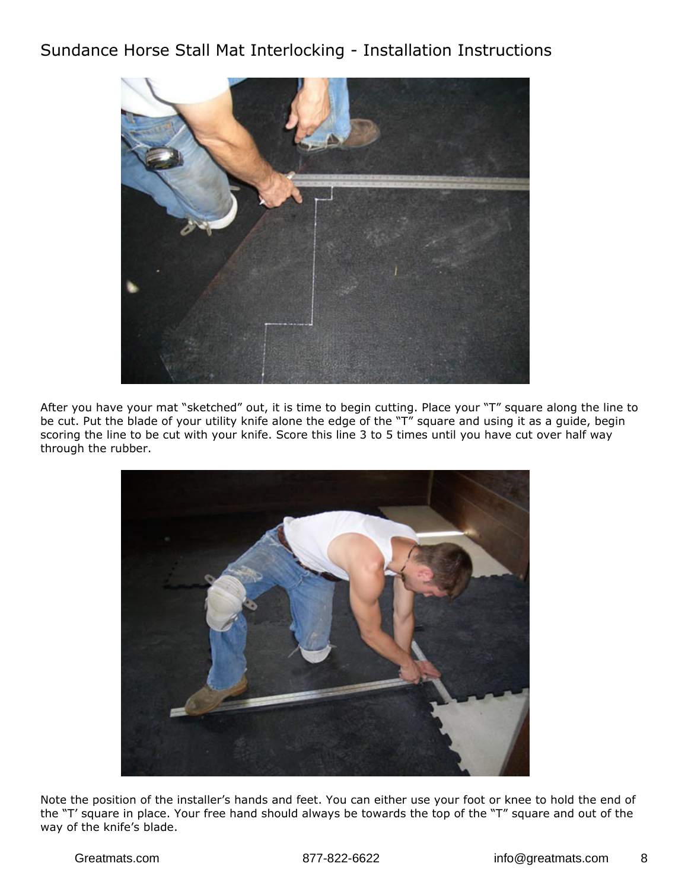After you have your mat "sketched" out, it is time to begin cutting. Place your "T" square along the line to be cut. Put the blade of your utility knife alone the edge of the "T" square and using it as a guide, begin scoring the line to be cut with your knife. Score this line 3 to 5 times until you have cut over half way through the rubber.

Note the position of the installer's hands and feet. You can either use your foot or knee to hold the end of the "T' square in place. Your free hand should always be towards the top of the "T" square and out of the way of the knife's blade.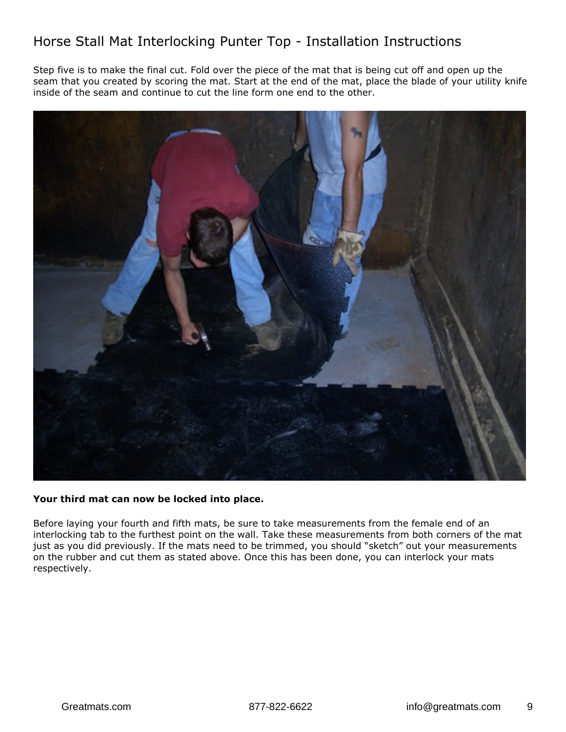Step five is to make the final cut. Fold over the piece of the mat that is being cut off and open up the seam that you created by scoring the mat. Start at the end of the mat, place the blade of your utility knife inside of the seam and continue to cut the line form one end to the other.

**Your third mat can now be locked into place.**

Before laying your fourth and fifth mats, be sure to take measurements from the female end of an interlocking tab to the furthest point on the wall. Take these measurements from both corners of the mat just as you did previously. If the mats need to be trimmed, you should "sketch" out your measurements on the rubber and cut them as stated above. Once this has been done, you can interlock your mats respectively.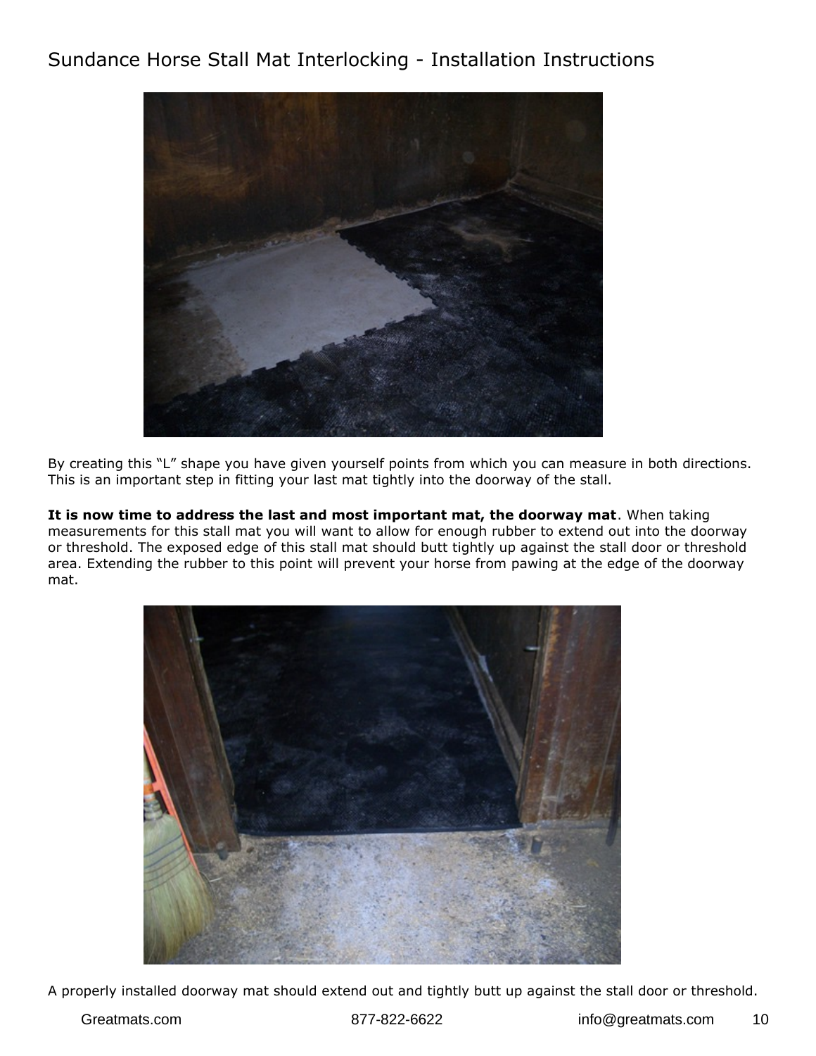# Sundance Horse Stall Mat Interlocking - Installation Instructions

By creating this "L" shape you have given yourself points from which you can measure in both directions. This is an important step in fitting your last mat tightly into the doorway of the stall.

**It is now time to address the last and most important mat, the doorway mat**. When taking measurements for this stall mat you will want to allow for enough rubber to extend out into the doorway or threshold. The exposed edge of this stall mat should butt tightly up against the stall door or threshold area. Extending the rubber to this point will prevent your horse from pawing at the edge of the doorway mat.

A properly installed doorway mat should extend out and tightly butt up against the stall door or threshold.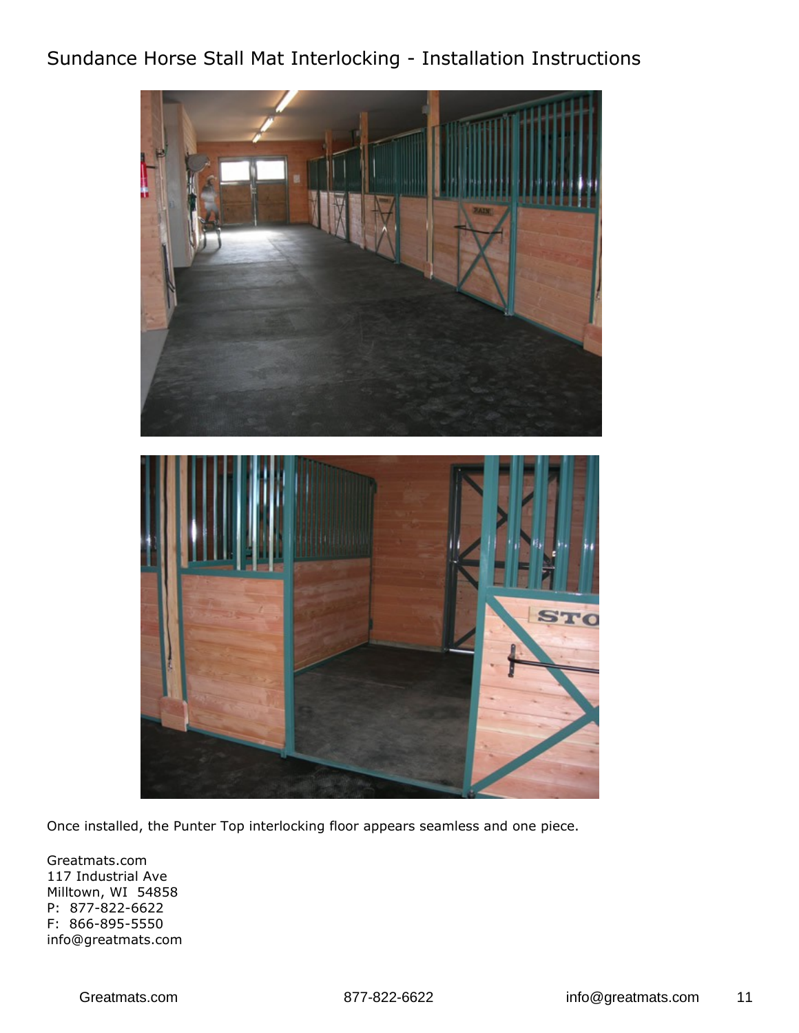# Sundance Horse Stall Mat Interlocking - Installation Instructions

Once installed, the Punter Top interlocking floor appears seamless and one piece.

Greatmats.com
117 Industrial Ave
Milltown, WI 54858
P: 877-822-6622
F: 866-895-5550
info@greatmats.com